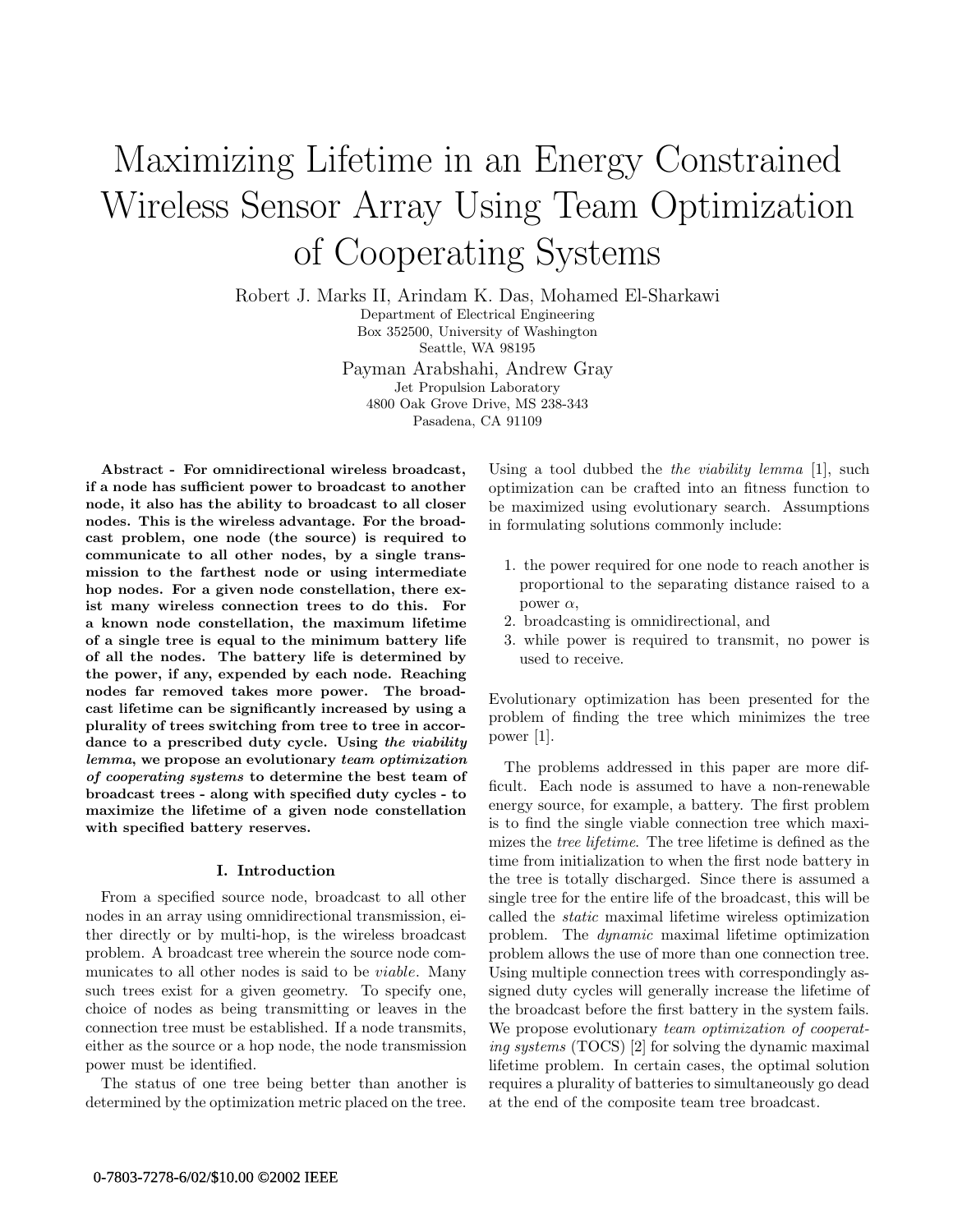# Maximizing Lifetime in an Energy Constrained Wireless Sensor Array Using Team Optimization of Cooperating Systems

Robert J. Marks II, Arindam K. Das, Mohamed El-Sharkawi
Department of Electrical Engineering
Box 352500, University of Washington
Seattle, WA 98195

Payman Arabshahi, Andrew Gray
Jet Propulsion Laboratory
4800 Oak Grove Drive, MS 238-343
Pasadena, CA 91109

**Abstract - For omnidirectional wireless broadcast, if a node has sufficient power to broadcast to another node, it also has the ability to broadcast to all closer nodes. This is the wireless advantage. For the broadcast problem, one node (the source) is required to communicate to all other nodes, by a single transmission to the farthest node or using intermediate hop nodes. For a given node constellation, there exist many wireless connection trees to do this. For a known node constellation, the maximum lifetime of a single tree is equal to the minimum battery life of all the nodes. The battery life is determined by the power, if any, expended by each node. Reaching nodes far removed takes more power. The broadcast lifetime can be significantly increased by using a plurality of trees switching from tree to tree in accordance to a prescribed duty cycle. Using *the viability lemma*, we propose an evolutionary *team optimization of cooperating systems* to determine the best team of broadcast trees - along with specified duty cycles - to maximize the lifetime of a given node constellation with specified battery reserves.**

## I. Introduction

From a specified source node, broadcast to all other nodes in an array using omnidirectional transmission, either directly or by multi-hop, is the wireless broadcast problem. A broadcast tree wherein the source node communicates to all other nodes is said to be *viable*. Many such trees exist for a given geometry. To specify one, choice of nodes as being transmitting or leaves in the connection tree must be established. If a node transmits, either as the source or a hop node, the node transmission power must be identified.

The status of one tree being better than another is determined by the optimization metric placed on the tree. Using a tool dubbed the *the viability lemma* [1], such optimization can be crafted into an fitness function to be maximized using evolutionary search. Assumptions in formulating solutions commonly include:

1. the power required for one node to reach another is proportional to the separating distance raised to a power $\alpha$,
2. broadcasting is omnidirectional, and
3. while power is required to transmit, no power is used to receive.

Evolutionary optimization has been presented for the problem of finding the tree which minimizes the tree power [1].

The problems addressed in this paper are more difficult. Each node is assumed to have a non-renewable energy source, for example, a battery. The first problem is to find the single viable connection tree which maximizes the *tree lifetime*. The tree lifetime is defined as the time from initialization to when the first node battery in the tree is totally discharged. Since there is assumed a single tree for the entire life of the broadcast, this will be called the *static* maximal lifetime wireless optimization problem. The *dynamic* maximal lifetime optimization problem allows the use of more than one connection tree. Using multiple connection trees with correspondingly assigned duty cycles will generally increase the lifetime of the broadcast before the first battery in the system fails. We propose evolutionary *team optimization of cooperating systems* (TOCS) [2] for solving the dynamic maximal lifetime problem. In certain cases, the optimal solution requires a plurality of batteries to simultaneously go dead at the end of the composite team tree broadcast.

0-7803-7278-6/02/$10.00 ©2002 IEEE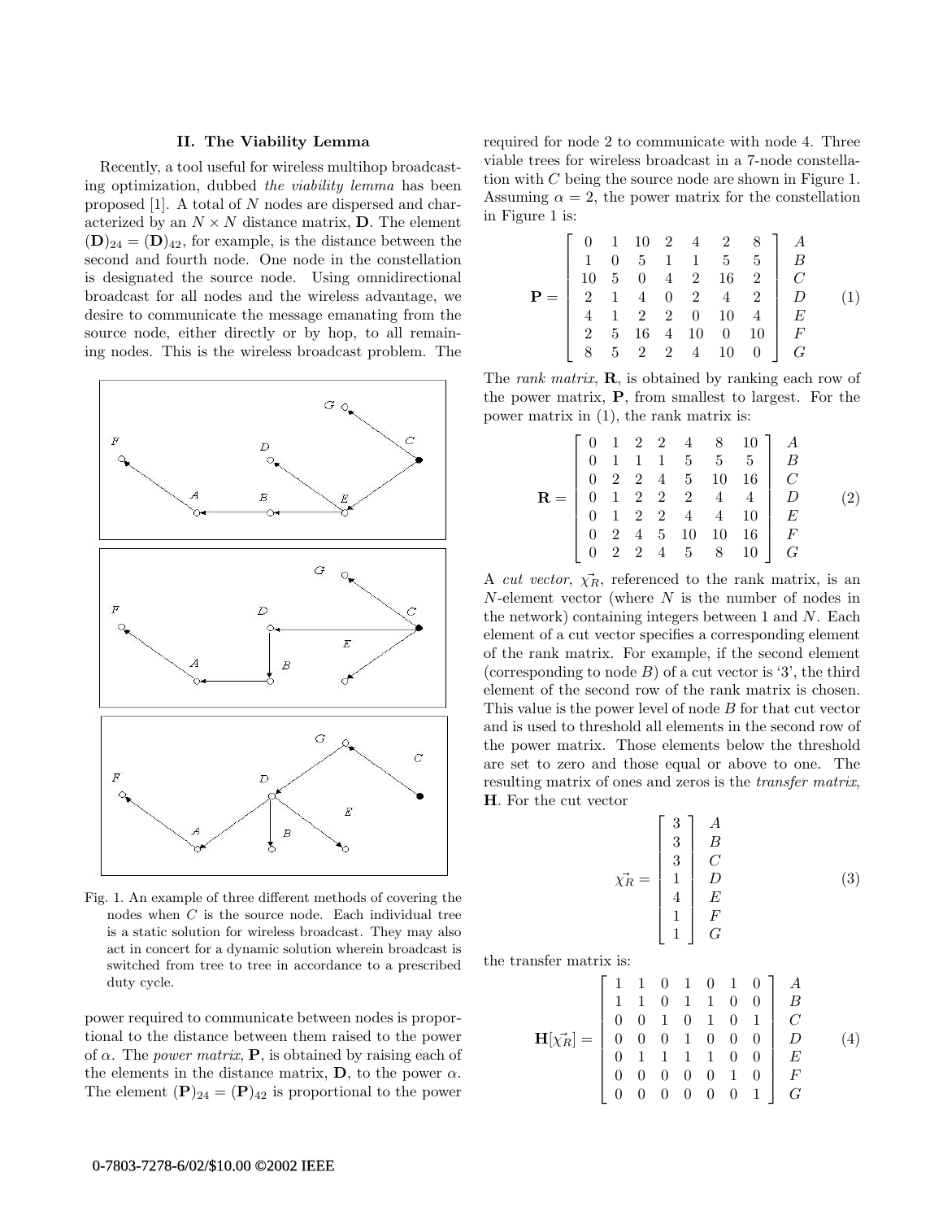## II. The Viability Lemma

Recently, a tool useful for wireless multihop broadcasting optimization, dubbed *the viability lemma* has been proposed [1]. A total of $N$ nodes are dispersed and characterized by an $N \times N$ distance matrix, $\mathbf{D}$. The element $(\mathbf{D})_{24} = (\mathbf{D})_{42}$, for example, is the distance between the second and fourth node. One node in the constellation is designated the source node. Using omnidirectional broadcast for all nodes and the wireless advantage, we desire to communicate the message emanating from the source node, either directly or by hop, to all remaining nodes. This is the wireless broadcast problem. The power required to communicate between nodes is proportional to the distance between them raised to the power of $\alpha$. The *power matrix*, $\mathbf{P}$, is obtained by raising each of the elements in the distance matrix, $\mathbf{D}$, to the power $\alpha$. The element $(\mathbf{P})_{24} = (\mathbf{P})_{42}$ is proportional to the power required for node 2 to communicate with node 4. Three viable trees for wireless broadcast in a 7-node constellation with $C$ being the source node are shown in Figure 1.

Fig. 1. An example of three different methods of covering the nodes when $C$ is the source node. Each individual tree is a static solution for wireless broadcast. They may also act in concert for a dynamic solution wherein broadcast is switched from tree to tree in accordance to a prescribed duty cycle.

Assuming $\alpha = 2$, the power matrix for the constellation in Figure 1 is:

$$\mathbf{P} = \left[\begin{array}{ccccccc} 0 & 1 & 10 & 2 & 4 & 2 & 8 \\ 1 & 0 & 5 & 1 & 1 & 5 & 5 \\ 10 & 5 & 0 & 4 & 2 & 16 & 2 \\ 2 & 1 & 4 & 0 & 2 & 4 & 2 \\ 4 & 1 & 2 & 2 & 0 & 10 & 4 \\ 2 & 5 & 16 & 4 & 10 & 0 & 10 \\ 8 & 5 & 2 & 2 & 4 & 10 & 0 \end{array}\right] \begin{array}{c} A \\ B \\ C \\ D \\ E \\ F \\ G \end{array} \tag{1}$$

The *rank matrix*, $\mathbf{R}$, is obtained by ranking each row of the power matrix, $\mathbf{P}$, from smallest to largest. For the power matrix in (1), the rank matrix is:

$$\mathbf{R} = \left[\begin{array}{ccccccc} 0 & 1 & 2 & 2 & 4 & 8 & 10 \\ 0 & 1 & 1 & 1 & 5 & 5 & 5 \\ 0 & 2 & 2 & 4 & 5 & 10 & 16 \\ 0 & 1 & 2 & 2 & 2 & 4 & 4 \\ 0 & 1 & 2 & 2 & 4 & 4 & 10 \\ 0 & 2 & 4 & 5 & 10 & 10 & 16 \\ 0 & 2 & 2 & 4 & 5 & 8 & 10 \end{array}\right] \begin{array}{c} A \\ B \\ C \\ D \\ E \\ F \\ G \end{array} \tag{2}$$

A *cut vector*, $\vec{\chi_R}$, referenced to the rank matrix, is an $N$-element vector (where $N$ is the number of nodes in the network) containing integers between 1 and $N$. Each element of a cut vector specifies a corresponding element of the rank matrix. For example, if the second element (corresponding to node $B$) of a cut vector is '3', the third element of the second row of the rank matrix is chosen. This value is the power level of node $B$ for that cut vector and is used to threshold all elements in the second row of the power matrix. Those elements below the threshold are set to zero and those equal or above to one. The resulting matrix of ones and zeros is the *transfer matrix*, $\mathbf{H}$. For the cut vector

$$\vec{\chi_R} = \left[\begin{array}{c} 3 \\ 3 \\ 3 \\ 1 \\ 4 \\ 1 \\ 1 \end{array}\right] \begin{array}{c} A \\ B \\ C \\ D \\ E \\ F \\ G \end{array} \tag{3}$$

the transfer matrix is:

$$\mathbf{H}[\vec{\chi_R}] = \left[\begin{array}{ccccccc} 1 & 1 & 0 & 1 & 0 & 1 & 0 \\ 1 & 1 & 0 & 1 & 1 & 0 & 0 \\ 0 & 0 & 1 & 0 & 1 & 0 & 1 \\ 0 & 0 & 0 & 1 & 0 & 0 & 0 \\ 0 & 1 & 1 & 1 & 1 & 0 & 0 \\ 0 & 0 & 0 & 0 & 0 & 1 & 0 \\ 0 & 0 & 0 & 0 & 0 & 0 & 1 \end{array}\right] \begin{array}{c} A \\ B \\ C \\ D \\ E \\ F \\ G \end{array} \tag{4}$$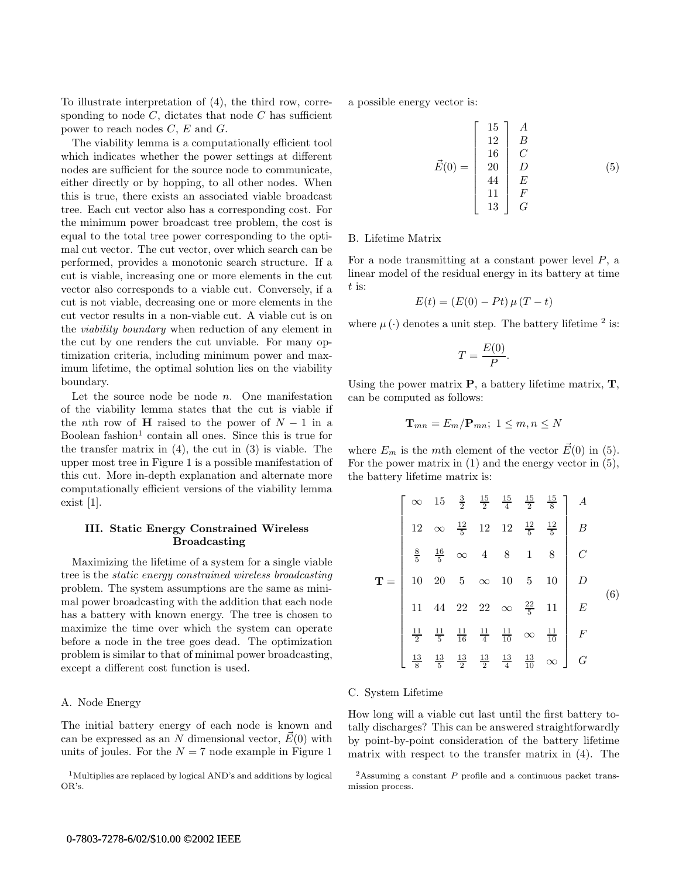To illustrate interpretation of (4), the third row, corresponding to node $C$, dictates that node $C$ has sufficient power to reach nodes $C$, $E$ and $G$.

The viability lemma is a computationally efficient tool which indicates whether the power settings at different nodes are sufficient for the source node to communicate, either directly or by hopping, to all other nodes. When this is true, there exists an associated viable broadcast tree. Each cut vector also has a corresponding cost. For the minimum power broadcast tree problem, the cost is equal to the total tree power corresponding to the optimal cut vector. The cut vector, over which search can be performed, provides a monotonic search structure. If a cut is viable, increasing one or more elements in the cut vector also corresponds to a viable cut. Conversely, if a cut is not viable, decreasing one or more elements in the cut vector results in a non-viable cut. A viable cut is on the *viability boundary* when reduction of any element in the cut by one renders the cut unviable. For many optimization criteria, including minimum power and maximum lifetime, the optimal solution lies on the viability boundary.

Let the source node be node $n$. One manifestation of the viability lemma states that the cut is viable if the $n$th row of $\mathbf{H}$ raised to the power of $N-1$ in a Boolean fashion[1] contain all ones. Since this is true for the transfer matrix in (4), the cut in (3) is viable. The upper most tree in Figure 1 is a possible manifestation of this cut. More in-depth explanation and alternate more computationally efficient versions of the viability lemma exist [1].

## III. Static Energy Constrained Wireless Broadcasting

Maximizing the lifetime of a system for a single viable tree is the *static energy constrained wireless broadcasting* problem. The system assumptions are the same as minimal power broadcasting with the addition that each node has a battery with known energy. The tree is chosen to maximize the time over which the system can operate before a node in the tree goes dead. The optimization problem is similar to that of minimal power broadcasting, except a different cost function is used.

### A. Node Energy

The initial battery energy of each node is known and can be expressed as an $N$ dimensional vector, $\vec{E}(0)$ with units of joules. For the $N=7$ node example in Figure 1 a possible energy vector is:

$$\vec{E}(0) = \begin{bmatrix} 15 \\ 12 \\ 16 \\ 20 \\ 44 \\ 11 \\ 13 \end{bmatrix} \begin{matrix} A \\ B \\ C \\ D \\ E \\ F \\ G \end{matrix} \tag{5}$$

[1] Multiplies are replaced by logical AND's and additions by logical OR's.

### B. Lifetime Matrix

For a node transmitting at a constant power level $P$, a linear model of the residual energy in its battery at time $t$ is:

$$E(t) = (E(0) - Pt)\,\mu\,(T-t)$$

where $\mu(\cdot)$ denotes a unit step. The battery lifetime [2] is:

$$T = \frac{E(0)}{P}.$$

Using the power matrix $\mathbf{P}$, a battery lifetime matrix, $\mathbf{T}$, can be computed as follows:

$$\mathbf{T}_{mn} = E_m / \mathbf{P}_{mn};\ 1 \le m, n \le N$$

where $E_m$ is the $m$th element of the vector $\vec{E}(0)$ in (5). For the power matrix in (1) and the energy vector in (5), the battery lifetime matrix is:

$$\mathbf{T} = \begin{bmatrix} \infty & 15 & \frac{3}{2} & \frac{15}{2} & \frac{15}{4} & \frac{15}{2} & \frac{15}{8} \\ 12 & \infty & \frac{12}{5} & 12 & 12 & \frac{12}{5} & \frac{12}{5} \\ \frac{8}{5} & \frac{16}{5} & \infty & 4 & 8 & 1 & 8 \\ 10 & 20 & 5 & \infty & 10 & 5 & 10 \\ 11 & 44 & 22 & 22 & \infty & \frac{22}{5} & 11 \\ \frac{11}{2} & \frac{11}{5} & \frac{11}{16} & \frac{11}{4} & \frac{11}{10} & \infty & \frac{11}{10} \\ \frac{13}{8} & \frac{13}{5} & \frac{13}{2} & \frac{13}{2} & \frac{13}{4} & \frac{13}{10} & \infty \end{bmatrix} \begin{matrix} A \\ B \\ C \\ D \\ E \\ F \\ G \end{matrix} \tag{6}$$

### C. System Lifetime

How long will a viable cut last until the first battery totally discharges? This can be answered straightforwardly by point-by-point consideration of the battery lifetime matrix with respect to the transfer matrix in (4). The

[2] Assuming a constant $P$ profile and a continuous packet transmission process.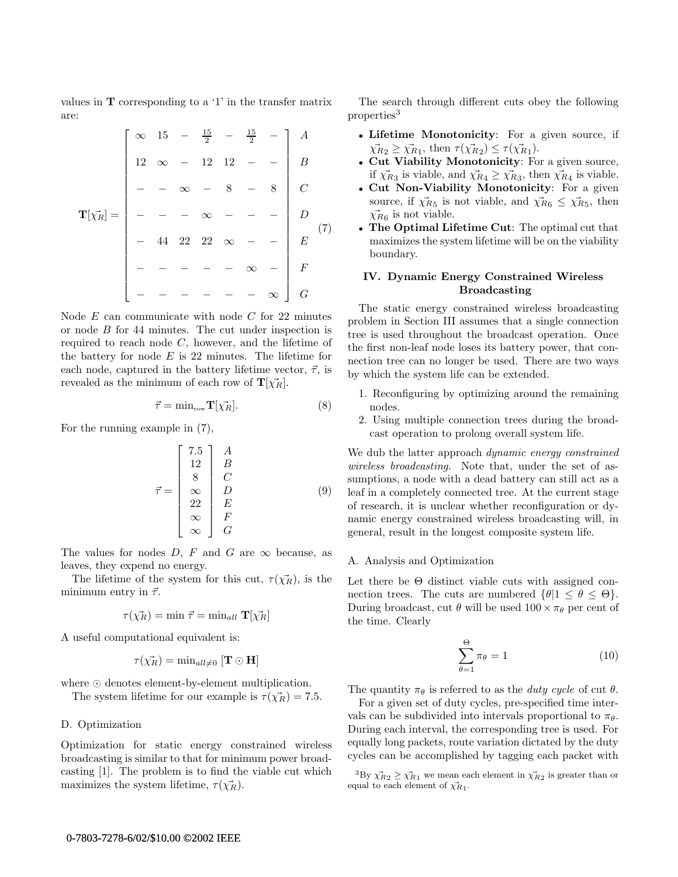values in $\mathbf{T}$ corresponding to a '1' in the transfer matrix are:

$$
\mathbf{T}[\vec{\chi_R}] = \left[ \begin{array}{ccccccc|c} \infty & 15 & - & \frac{15}{2} & - & \frac{15}{2} & - & A \\ 12 & \infty & - & 12 & 12 & - & - & B \\ - & - & \infty & - & 8 & - & 8 & C \\ - & - & - & \infty & - & - & - & D \\ - & 44 & 22 & 22 & \infty & - & - & E \\ - & - & - & - & - & \infty & - & F \\ - & - & - & - & - & - & \infty & G \end{array} \right] \tag{7}
$$

Node $E$ can communicate with node $C$ for 22 minutes or node $B$ for 44 minutes. The cut under inspection is required to reach node $C$, however, and the lifetime of the battery for node $E$ is 22 minutes. The lifetime for each node, captured in the battery lifetime vector, $\vec{\tau}$, is revealed as the minimum of each row of $\mathbf{T}[\vec{\chi_R}]$.

$$
\vec{\tau} = \min_{\text{row}} \mathbf{T}[\vec{\chi_R}]. \tag{8}
$$

For the running example in (7),

$$
\vec{\tau} = \left[ \begin{array}{c|c} 7.5 & A \\ 12 & B \\ 8 & C \\ \infty & D \\ 22 & E \\ \infty & F \\ \infty & G \end{array} \right] \tag{9}
$$

The values for nodes $D$, $F$ and $G$ are $\infty$ because, as leaves, they expend no energy.

The lifetime of the system for this cut, $\tau(\vec{\chi_R})$, is the minimum entry in $\vec{\tau}$.

$$
\tau(\vec{\chi_R}) = \min \vec{\tau} = \min_{all} \mathbf{T}[\vec{\chi_R}]
$$

A useful computational equivalent is:

$$
\tau(\vec{\chi_R}) = \min_{all \neq 0} [\mathbf{T} \odot \mathbf{H}]
$$

where $\odot$ denotes element-by-element multiplication.

The system lifetime for our example is $\tau(\vec{\chi_R}) = 7.5$.

### D. Optimization

Optimization for static energy constrained wireless broadcasting is similar to that for minimum power broadcasting [1]. The problem is to find the viable cut which maximizes the system lifetime, $\tau(\vec{\chi_R})$.

The search through different cuts obey the following properties[3]

- **Lifetime Monotonicity**: For a given source, if $\vec{\chi}_{R2} \geq \vec{\chi}_{R1}$, then $\tau(\vec{\chi}_{R2}) \leq \tau(\vec{\chi}_{R1})$.
- **Cut Viability Monotonicity**: For a given source, if $\vec{\chi}_{R3}$ is viable, and $\vec{\chi}_{R4} \geq \vec{\chi}_{R3}$, then $\vec{\chi}_{R4}$ is viable.
- **Cut Non-Viability Monotonicity**: For a given source, if $\vec{\chi}_{R5}$ is not viable, and $\vec{\chi}_{R6} \leq \vec{\chi}_{R5}$, then $\vec{\chi}_{R6}$ is not viable.
- **The Optimal Lifetime Cut**: The optimal cut that maximizes the system lifetime will be on the viability boundary.

## IV. Dynamic Energy Constrained Wireless Broadcasting

The static energy constrained wireless broadcasting problem in Section III assumes that a single connection tree is used throughout the broadcast operation. Once the first non-leaf node loses its battery power, that connection tree can no longer be used. There are two ways by which the system life can be extended.

1. Reconfiguring by optimizing around the remaining nodes.
2. Using multiple connection trees during the broadcast operation to prolong overall system life.

We dub the latter approach *dynamic energy constrained wireless broadcasting*. Note that, under the set of assumptions, a node with a dead battery can still act as a leaf in a completely connected tree. At the current stage of research, it is unclear whether reconfiguration or dynamic energy constrained wireless broadcasting will, in general, result in the longest composite system life.

### A. Analysis and Optimization

Let there be $\Theta$ distinct viable cuts with assigned connection trees. The cuts are numbered $\{\theta | 1 \leq \theta \leq \Theta\}$. During broadcast, cut $\theta$ will be used $100 \times \pi_\theta$ per cent of the time. Clearly

$$
\sum_{\theta=1}^{\Theta} \pi_\theta = 1 \tag{10}
$$

The quantity $\pi_\theta$ is referred to as the *duty cycle* of cut $\theta$.

For a given set of duty cycles, pre-specified time intervals can be subdivided into intervals proportional to $\pi_\theta$. During each interval, the corresponding tree is used. For equally long packets, route variation dictated by the duty cycles can be accomplished by tagging each packet with

[3]By $\vec{\chi}_{R2} \geq \vec{\chi}_{R1}$ we mean each element in $\vec{\chi}_{R2}$ is greater than or equal to each element of $\vec{\chi}_{R1}$.

0-7803-7278-6/02/$10.00 ©2002 IEEE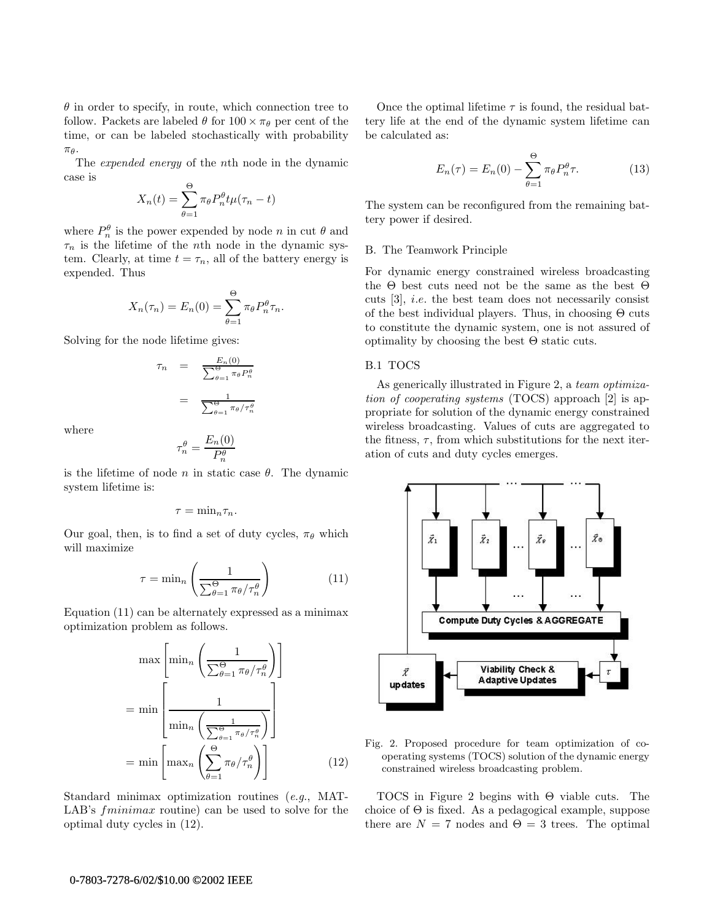$\theta$ in order to specify, in route, which connection tree to follow. Packets are labeled $\theta$ for $100 \times \pi_\theta$ per cent of the time, or can be labeled stochastically with probability $\pi_\theta$.

The *expended energy* of the $n$th node in the dynamic case is

$$X_n(t) = \sum_{\theta=1}^{\Theta} \pi_\theta P_n^\theta t \mu(\tau_n - t)$$

where $P_n^\theta$ is the power expended by node $n$ in cut $\theta$ and $\tau_n$ is the lifetime of the $n$th node in the dynamic system. Clearly, at time $t = \tau_n$, all of the battery energy is expended. Thus

$$X_n(\tau_n) = E_n(0) = \sum_{\theta=1}^{\Theta} \pi_\theta P_n^\theta \tau_n.$$

Solving for the node lifetime gives:

$$\begin{aligned} \tau_n &= \frac{E_n(0)}{\sum_{\theta=1}^{\Theta} \pi_\theta P_n^\theta} \\ &= \frac{1}{\sum_{\theta=1}^{\Theta} \pi_\theta / \tau_n^\theta} \end{aligned}$$

where

$$\tau_n^\theta = \frac{E_n(0)}{P_n^\theta}$$

is the lifetime of node $n$ in static case $\theta$. The dynamic system lifetime is:

$$\tau = \min_n \tau_n.$$

Our goal, then, is to find a set of duty cycles, $\pi_\theta$ which will maximize

$$\tau = \min_n \left( \frac{1}{\sum_{\theta=1}^{\Theta} \pi_\theta / \tau_n^\theta} \right) \tag{11}$$

Equation (11) can be alternately expressed as a minimax optimization problem as follows.

$$\begin{aligned} & \max \left[ \min_n \left( \frac{1}{\sum_{\theta=1}^{\Theta} \pi_\theta / \tau_n^\theta} \right) \right] \\ &= \min \left[ \frac{1}{\min_n \left( \frac{1}{\sum_{\theta=1}^{\Theta} \pi_\theta / \tau_n^\theta} \right)} \right] \\ &= \min \left[ \max_n \left( \sum_{\theta=1}^{\Theta} \pi_\theta / \tau_n^\theta \right) \right] \end{aligned} \tag{12}$$

Standard minimax optimization routines (*e.g.*, MATLAB's *fminimax* routine) can be used to solve for the optimal duty cycles in (12).

Once the optimal lifetime $\tau$ is found, the residual battery life at the end of the dynamic system lifetime can be calculated as:

$$E_n(\tau) = E_n(0) - \sum_{\theta=1}^{\Theta} \pi_\theta P_n^\theta \tau. \tag{13}$$

The system can be reconfigured from the remaining battery power if desired.

## B. The Teamwork Principle

For dynamic energy constrained wireless broadcasting the $\Theta$ best cuts need not be the same as the best $\Theta$ cuts [3], *i.e.* the best team does not necessarily consist of the best individual players. Thus, in choosing $\Theta$ cuts to constitute the dynamic system, one is not assured of optimality by choosing the best $\Theta$ static cuts.

### B.1 TOCS

As generically illustrated in Figure 2, a *team optimization of cooperating systems* (TOCS) approach [2] is appropriate for solution of the dynamic energy constrained wireless broadcasting. Values of cuts are aggregated to the fitness, $\tau$, from which substitutions for the next iteration of cuts and duty cycles emerges.

Fig. 2. Proposed procedure for team optimization of cooperating systems (TOCS) solution of the dynamic energy constrained wireless broadcasting problem.

TOCS in Figure 2 begins with $\Theta$ viable cuts. The choice of $\Theta$ is fixed. As a pedagogical example, suppose there are $N = 7$ nodes and $\Theta = 3$ trees. The optimal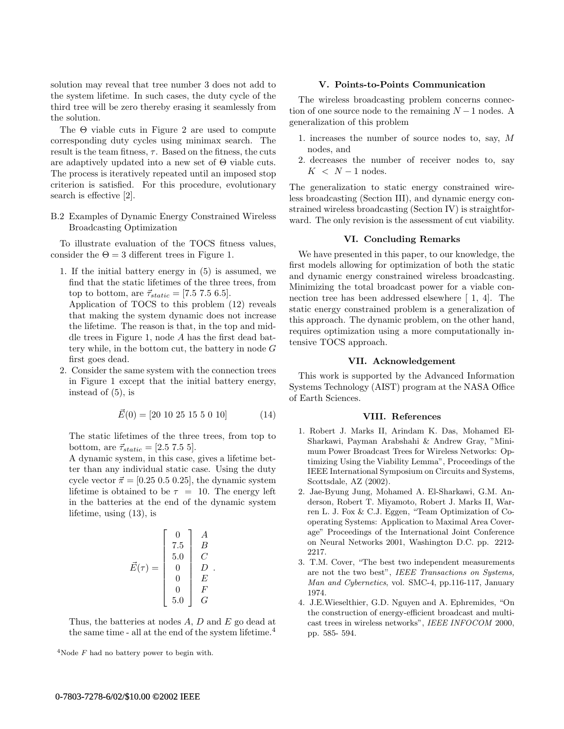solution may reveal that tree number 3 does not add to the system lifetime. In such cases, the duty cycle of the third tree will be zero thereby erasing it seamlessly from the solution.

The $\Theta$ viable cuts in Figure 2 are used to compute corresponding duty cycles using minimax search. The result is the team fitness, $\tau$. Based on the fitness, the cuts are adaptively updated into a new set of $\Theta$ viable cuts. The process is iteratively repeated until an imposed stop criterion is satisfied. For this procedure, evolutionary search is effective [2].

B.2 Examples of Dynamic Energy Constrained Wireless Broadcasting Optimization

To illustrate evaluation of the TOCS fitness values, consider the $\Theta = 3$ different trees in Figure 1.

1. If the initial battery energy in (5) is assumed, we find that the static lifetimes of the three trees, from top to bottom, are $\vec{\tau}_{static} = [7.5\ 7.5\ 6.5]$.
   Application of TOCS to this problem (12) reveals that making the system dynamic does not increase the lifetime. The reason is that, in the top and middle trees in Figure 1, node $A$ has the first dead battery while, in the bottom cut, the battery in node $G$ first goes dead.
2. Consider the same system with the connection trees in Figure 1 except that the initial battery energy, instead of (5), is

$$\vec{E}(0) = [20\ 10\ 25\ 15\ 5\ 0\ 10] \tag{14}$$

   The static lifetimes of the three trees, from top to bottom, are $\vec{\tau}_{static} = [2.5\ 7.5\ 5]$.
   A dynamic system, in this case, gives a lifetime better than any individual static case. Using the duty cycle vector $\vec{\pi} = [0.25\ 0.5\ 0.25]$, the dynamic system lifetime is obtained to be $\tau = 10$. The energy left in the batteries at the end of the dynamic system lifetime, using (13), is

$$\vec{E}(\tau) = \left[ \begin{array}{c} 0 \\ 7.5 \\ 5.0 \\ 0 \\ 0 \\ 0 \\ 5.0 \end{array} \right] \begin{array}{c} A \\ B \\ C \\ D \\ E \\ F \\ G \end{array} .$$

   Thus, the batteries at nodes $A$, $D$ and $E$ go dead at the same time - all at the end of the system lifetime.[4]

[4]Node $F$ had no battery power to begin with.

## V. Points-to-Points Communication

The wireless broadcasting problem concerns connection of one source node to the remaining $N-1$ nodes. A generalization of this problem

1. increases the number of source nodes to, say, $M$ nodes, and
2. decreases the number of receiver nodes to, say $K < N-1$ nodes.

The generalization to static energy constrained wireless broadcasting (Section III), and dynamic energy constrained wireless broadcasting (Section IV) is straightforward. The only revision is the assessment of cut viability.

## VI. Concluding Remarks

We have presented in this paper, to our knowledge, the first models allowing for optimization of both the static and dynamic energy constrained wireless broadcasting. Minimizing the total broadcast power for a viable connection tree has been addressed elsewhere [ 1, 4]. The static energy constrained problem is a generalization of this approach. The dynamic problem, on the other hand, requires optimization using a more computationally intensive TOCS approach.

## VII. Acknowledgement

This work is supported by the Advanced Information Systems Technology (AIST) program at the NASA Office of Earth Sciences.

## VIII. References

1. Robert J. Marks II, Arindam K. Das, Mohamed El-Sharkawi, Payman Arabshahi & Andrew Gray, "Minimum Power Broadcast Trees for Wireless Networks: Optimizing Using the Viability Lemma", Proceedings of the IEEE International Symposium on Circuits and Systems, Scottsdale, AZ (2002).
2. Jae-Byung Jung, Mohamed A. El-Sharkawi, G.M. Anderson, Robert T. Miyamoto, Robert J. Marks II, Warren L. J. Fox & C.J. Eggen, "Team Optimization of Cooperating Systems: Application to Maximal Area Coverage" Proceedings of the International Joint Conference on Neural Networks 2001, Washington D.C. pp. 2212-2217.
3. T.M. Cover, "The best two independent measurements are not the two best", *IEEE Transactions on Systems, Man and Cybernetics*, vol. SMC-4, pp.116-117, January 1974.
4. J.E.Wieselthier, G.D. Nguyen and A. Ephremides, "On the construction of energy-efficient broadcast and multicast trees in wireless networks", *IEEE INFOCOM* 2000, pp. 585- 594.